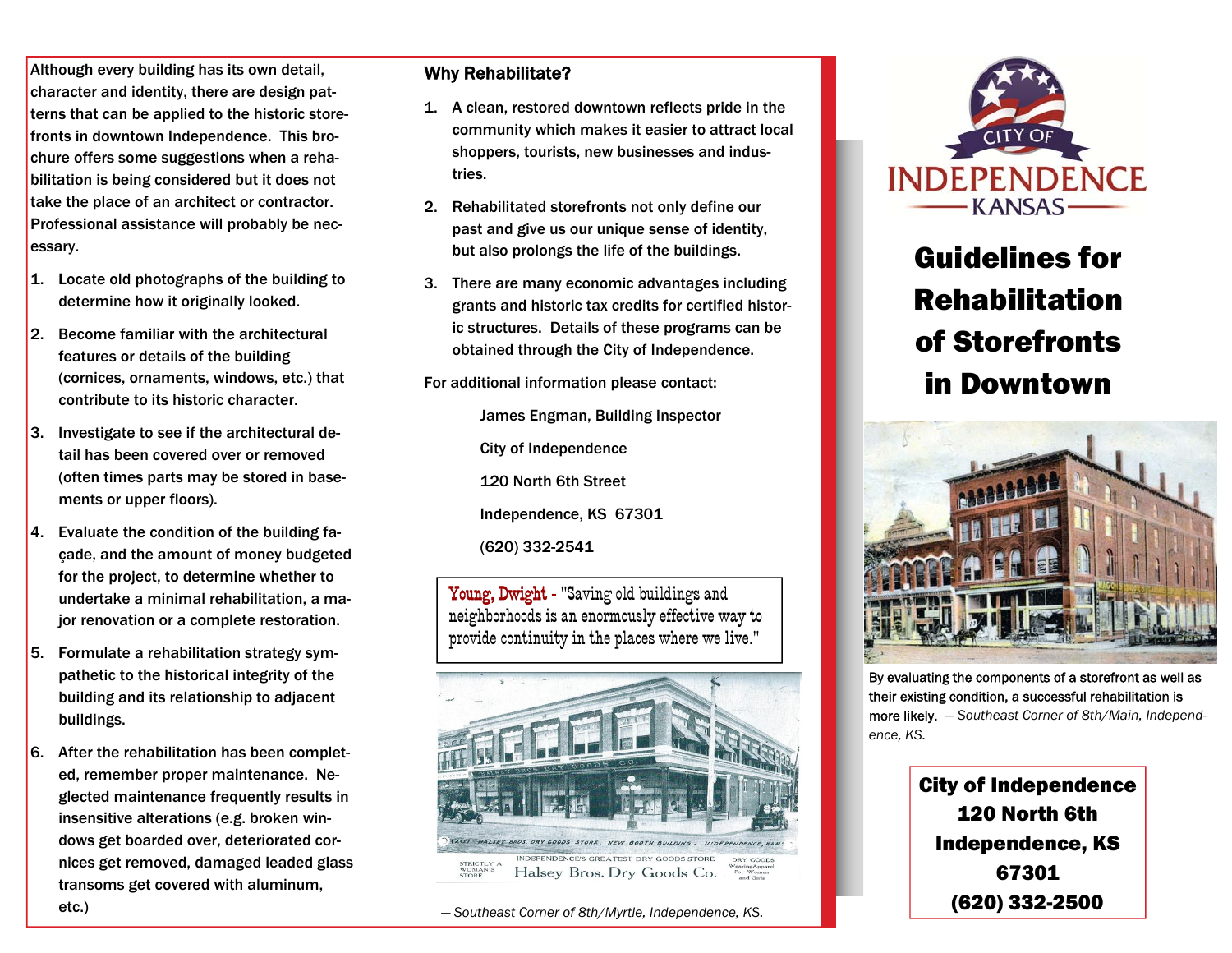Although every building has its own detail, character and identity, there are design patterns that can be applied to the historic storefronts in downtown Independence. This brochure offers some suggestions when a rehabilitation is being considered but it does not take the place of an architect or contractor. Professional assistance will probably be necessary.

1. Locate old photographs of the building to determine how it originally looked.
2. Become familiar with the architectural features or details of the building (cornices, ornaments, windows, etc.) that contribute to its historic character.
3. Investigate to see if the architectural detail has been covered over or removed (often times parts may be stored in basements or upper floors).
4. Evaluate the condition of the building façade, and the amount of money budgeted for the project, to determine whether to undertake a minimal rehabilitation, a major renovation or a complete restoration.
5. Formulate a rehabilitation strategy sympathetic to the historical integrity of the building and its relationship to adjacent buildings.
6. After the rehabilitation has been completed, remember proper maintenance. Neglected maintenance frequently results in insensitive alterations (e.g. broken windows get boarded over, deteriorated cornices get removed, damaged leaded glass transoms get covered with aluminum, etc.)

## Why Rehabilitate?

1. A clean, restored downtown reflects pride in the community which makes it easier to attract local shoppers, tourists, new businesses and industries.
2. Rehabilitated storefronts not only define our past and give us our unique sense of identity, but also prolongs the life of the buildings.
3. There are many economic advantages including grants and historic tax credits for certified historic structures. Details of these programs can be obtained through the City of Independence.

For additional information please contact:

James Engman, Building Inspector

City of Independence

120 North 6th Street

Independence, KS 67301

(620) 332-2541

> Young, Dwight - "Saving old buildings and neighborhoods is an enormously effective way to provide continuity in the places where we live."

*— Southeast Corner of 8th/Myrtle, Independence, KS.*

CITY OF INDEPENDENCE KANSAS

# Guidelines for Rehabilitation of Storefronts in Downtown

By evaluating the components of a storefront as well as their existing condition, a successful rehabilitation is more likely. *— Southeast Corner of 8th/Main, Independence, KS.*

**City of Independence**
**120 North 6th**
**Independence, KS**
**67301**
**(620) 332-2500**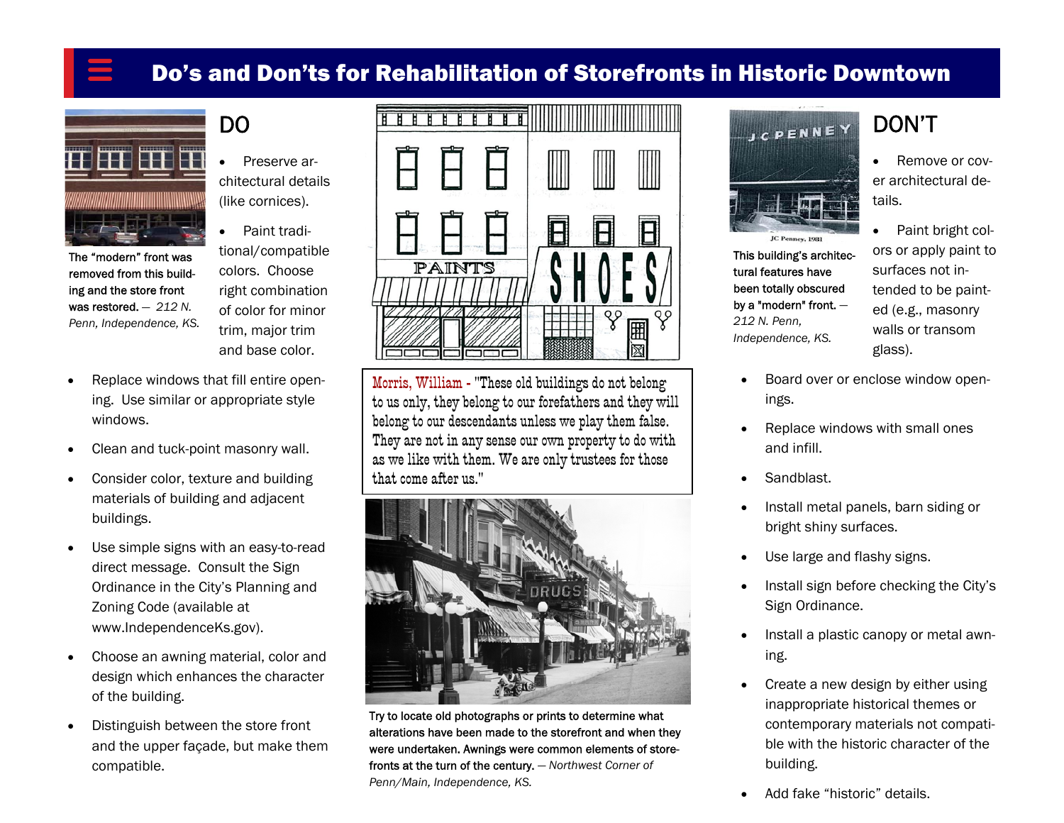# Do's and Don'ts for Rehabilitation of Storefronts in Historic Downtown

## DO

The "modern" front was removed from this building and the store front was restored. — *212 N. Penn, Independence, KS.*

- Preserve architectural details (like cornices).
- Paint traditional/compatible colors. Choose right combination of color for minor trim, major trim and base color.
- Replace windows that fill entire opening. Use similar or appropriate style windows.
- Clean and tuck-point masonry wall.
- Consider color, texture and building materials of building and adjacent buildings.
- Use simple signs with an easy-to-read direct message. Consult the Sign Ordinance in the City's Planning and Zoning Code (available at www.IndependenceKs.gov).
- Choose an awning material, color and design which enhances the character of the building.
- Distinguish between the store front and the upper façade, but make them compatible.

PAINTS

SHOES

Morris, William - "These old buildings do not belong to us only, they belong to our forefathers and they will belong to our descendants unless we play them false. They are not in any sense our own property to do with as we like with them. We are only trustees for those that come after us."

Try to locate old photographs or prints to determine what alterations have been made to the storefront and when they were undertaken. Awnings were common elements of storefronts at the turn of the century. — *Northwest Corner of Penn/Main, Independence, KS.*

## DON'T

JC Penney, 1981

This building's architectural features have been totally obscured by a "modern" front. — *212 N. Penn, Independence, KS.*

- Remove or cover architectural details.
- Paint bright colors or apply paint to surfaces not intended to be painted (e.g., masonry walls or transom glass).
- Board over or enclose window openings.
- Replace windows with small ones and infill.
- Sandblast.
- Install metal panels, barn siding or bright shiny surfaces.
- Use large and flashy signs.
- Install sign before checking the City's Sign Ordinance.
- Install a plastic canopy or metal awning.
- Create a new design by either using inappropriate historical themes or contemporary materials not compatible with the historic character of the building.
- Add fake "historic" details.